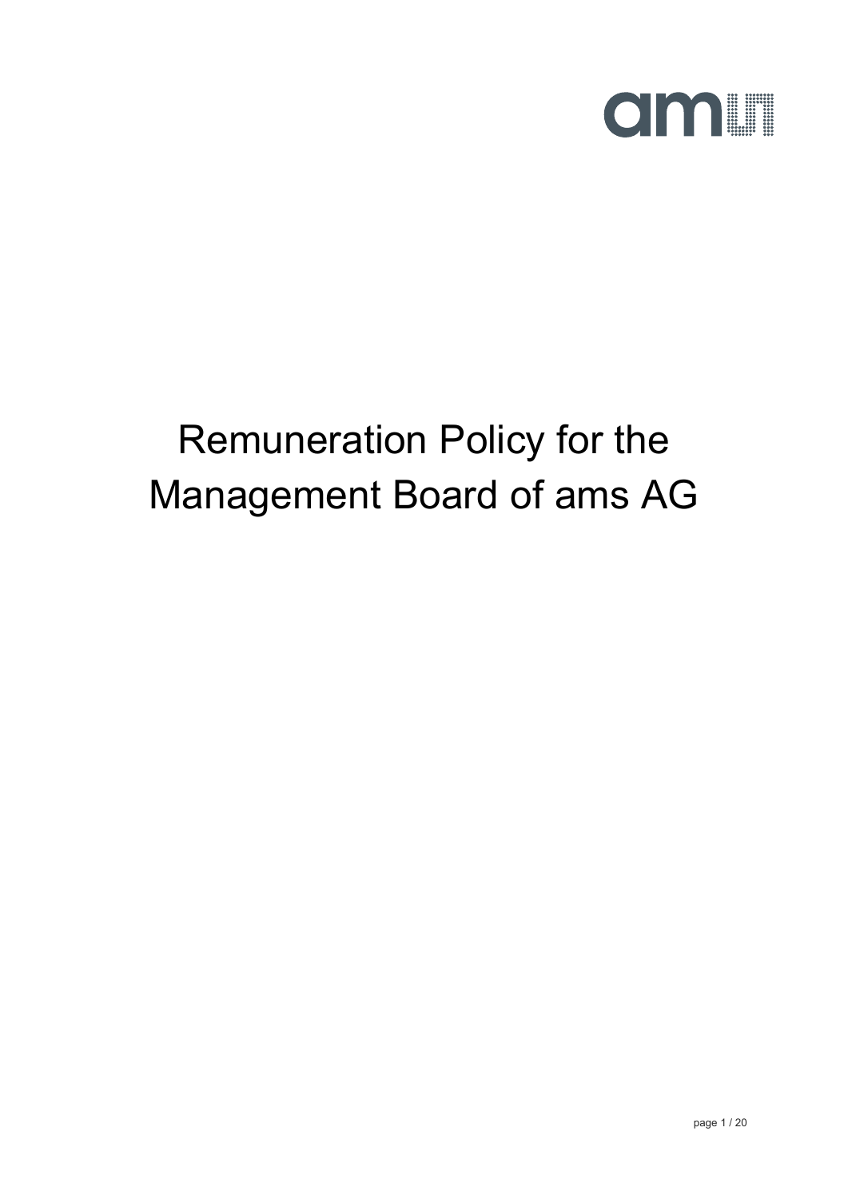# Remuneration Policy for the Management Board of ams AG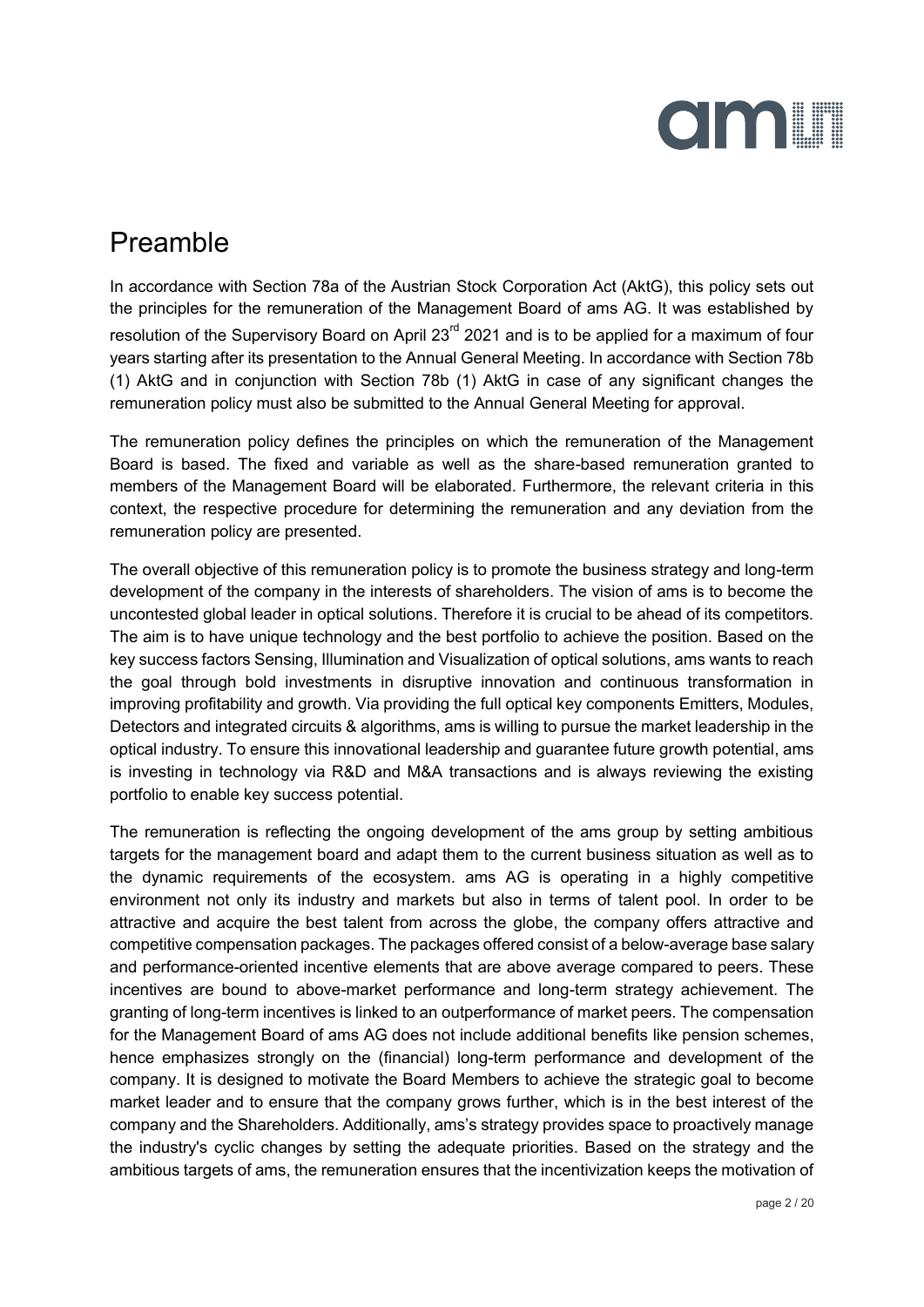# Preamble

In accordance with Section 78a of the Austrian Stock Corporation Act (AktG), this policy sets out the principles for the remuneration of the Management Board of ams AG. It was established by resolution of the Supervisory Board on April 23rd 2021 and is to be applied for a maximum of four years starting after its presentation to the Annual General Meeting. In accordance with Section 78b (1) AktG and in conjunction with Section 78b (1) AktG in case of any significant changes the remuneration policy must also be submitted to the Annual General Meeting for approval.

The remuneration policy defines the principles on which the remuneration of the Management Board is based. The fixed and variable as well as the share-based remuneration granted to members of the Management Board will be elaborated. Furthermore, the relevant criteria in this context, the respective procedure for determining the remuneration and any deviation from the remuneration policy are presented.

The overall objective of this remuneration policy is to promote the business strategy and long-term development of the company in the interests of shareholders. The vision of ams is to become the uncontested global leader in optical solutions. Therefore it is crucial to be ahead of its competitors. The aim is to have unique technology and the best portfolio to achieve the position. Based on the key success factors Sensing, Illumination and Visualization of optical solutions, ams wants to reach the goal through bold investments in disruptive innovation and continuous transformation in improving profitability and growth. Via providing the full optical key components Emitters, Modules, Detectors and integrated circuits & algorithms, ams is willing to pursue the market leadership in the optical industry. To ensure this innovational leadership and guarantee future growth potential, ams is investing in technology via R&D and M&A transactions and is always reviewing the existing portfolio to enable key success potential.

The remuneration is reflecting the ongoing development of the ams group by setting ambitious targets for the management board and adapt them to the current business situation as well as to the dynamic requirements of the ecosystem. ams AG is operating in a highly competitive environment not only its industry and markets but also in terms of talent pool. In order to be attractive and acquire the best talent from across the globe, the company offers attractive and competitive compensation packages. The packages offered consist of a below-average base salary and performance-oriented incentive elements that are above average compared to peers. These incentives are bound to above-market performance and long-term strategy achievement. The granting of long-term incentives is linked to an outperformance of market peers. The compensation for the Management Board of ams AG does not include additional benefits like pension schemes, hence emphasizes strongly on the (financial) long-term performance and development of the company. It is designed to motivate the Board Members to achieve the strategic goal to become market leader and to ensure that the company grows further, which is in the best interest of the company and the Shareholders. Additionally, ams's strategy provides space to proactively manage the industry's cyclic changes by setting the adequate priorities. Based on the strategy and the ambitious targets of ams, the remuneration ensures that the incentivization keeps the motivation of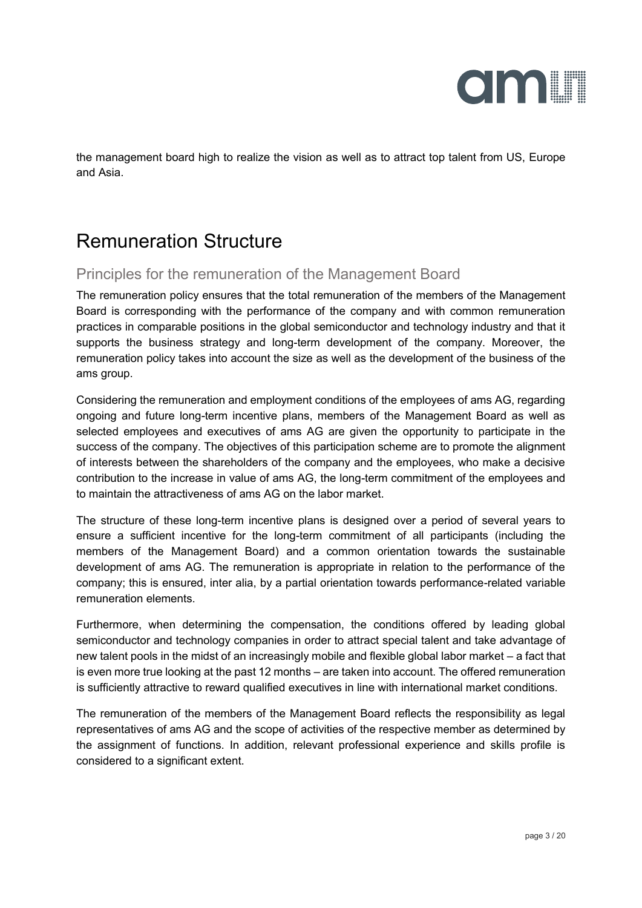the management board high to realize the vision as well as to attract top talent from US, Europe and Asia.

# Remuneration Structure

## Principles for the remuneration of the Management Board

The remuneration policy ensures that the total remuneration of the members of the Management Board is corresponding with the performance of the company and with common remuneration practices in comparable positions in the global semiconductor and technology industry and that it supports the business strategy and long-term development of the company. Moreover, the remuneration policy takes into account the size as well as the development of the business of the ams group.

Considering the remuneration and employment conditions of the employees of ams AG, regarding ongoing and future long-term incentive plans, members of the Management Board as well as selected employees and executives of ams AG are given the opportunity to participate in the success of the company. The objectives of this participation scheme are to promote the alignment of interests between the shareholders of the company and the employees, who make a decisive contribution to the increase in value of ams AG, the long-term commitment of the employees and to maintain the attractiveness of ams AG on the labor market.

The structure of these long-term incentive plans is designed over a period of several years to ensure a sufficient incentive for the long-term commitment of all participants (including the members of the Management Board) and a common orientation towards the sustainable development of ams AG. The remuneration is appropriate in relation to the performance of the company; this is ensured, inter alia, by a partial orientation towards performance-related variable remuneration elements.

Furthermore, when determining the compensation, the conditions offered by leading global semiconductor and technology companies in order to attract special talent and take advantage of new talent pools in the midst of an increasingly mobile and flexible global labor market – a fact that is even more true looking at the past 12 months – are taken into account. The offered remuneration is sufficiently attractive to reward qualified executives in line with international market conditions.

The remuneration of the members of the Management Board reflects the responsibility as legal representatives of ams AG and the scope of activities of the respective member as determined by the assignment of functions. In addition, relevant professional experience and skills profile is considered to a significant extent.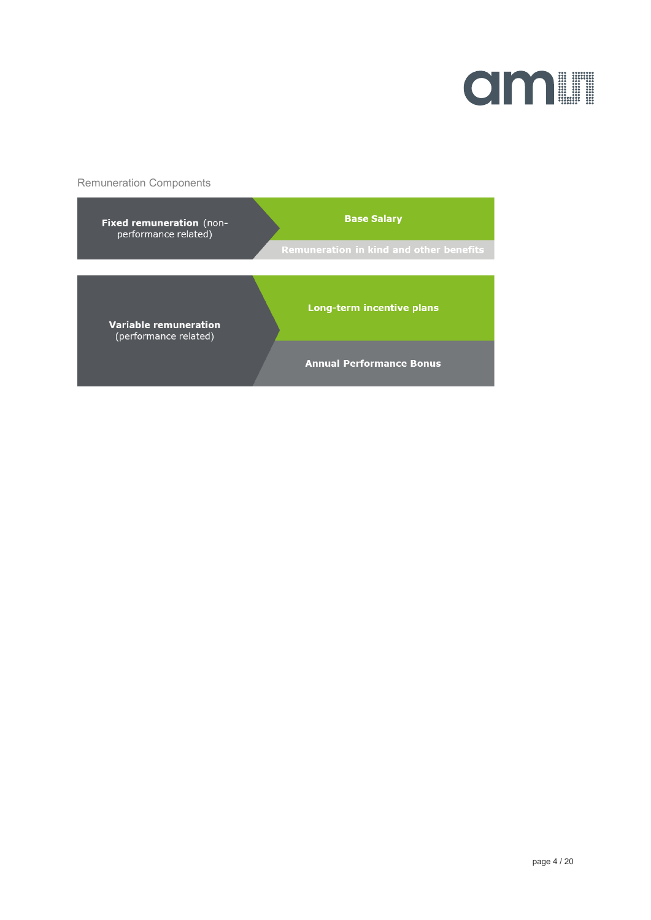Remuneration Components

| | |
|---|---|
| **Fixed remuneration** (non-performance related) | **Base Salary** |
| | **Remuneration in kind and other benefits** |
| **Variable remuneration** (performance related) | **Long-term incentive plans** |
| | **Annual Performance Bonus** |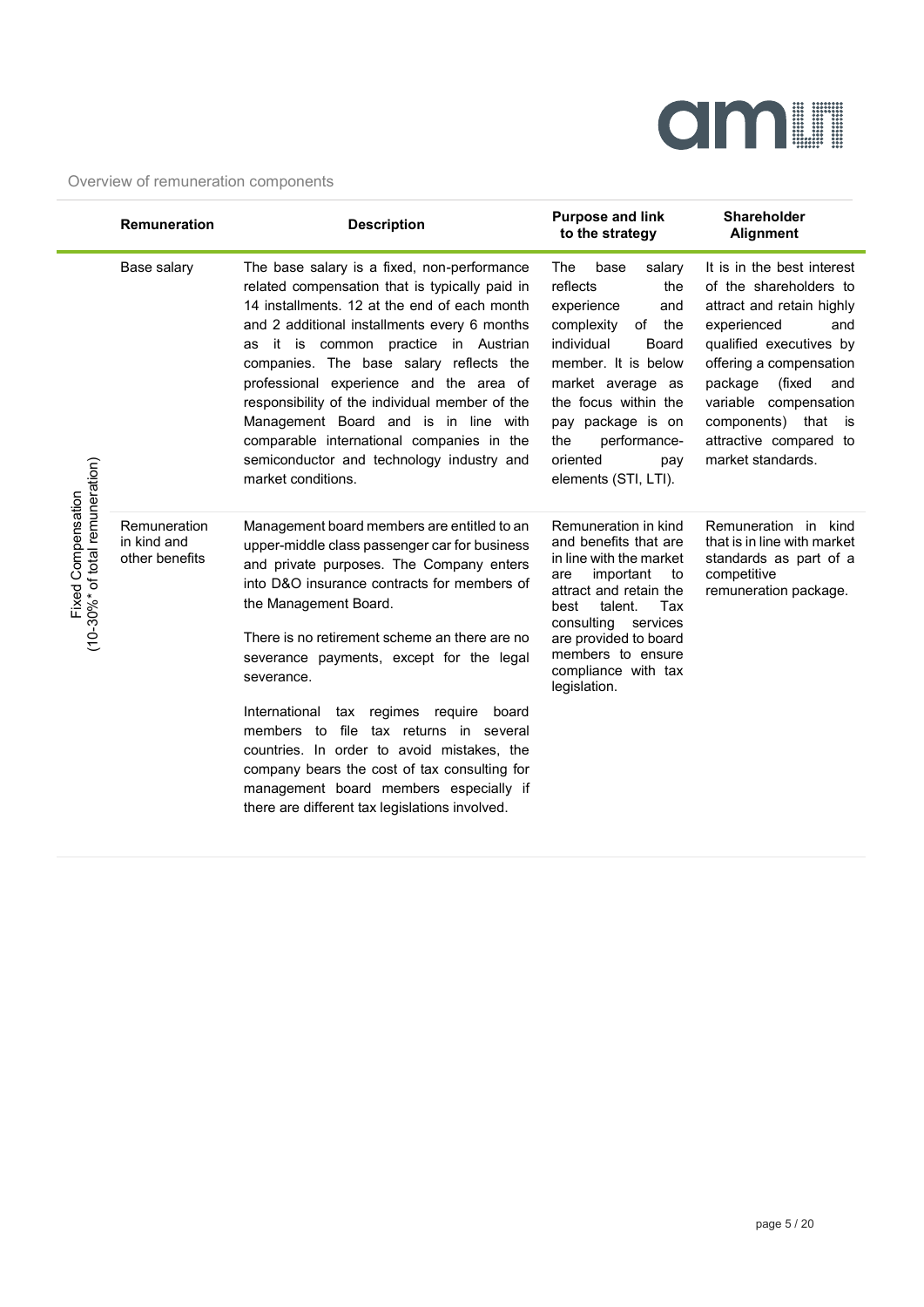Overview of remuneration components

| | Remuneration | Description | Purpose and link to the strategy | Shareholder Alignment |
|---|---|---|---|---|
| Fixed Compensation (10-30%* of total remuneration) | Base salary | The base salary is a fixed, non-performance related compensation that is typically paid in 14 installments. 12 at the end of each month and 2 additional installments every 6 months as it is common practice in Austrian companies. The base salary reflects the professional experience and the area of responsibility of the individual member of the Management Board and is in line with comparable international companies in the semiconductor and technology industry and market conditions. | The base salary reflects the experience and complexity of the individual Board member. It is below market average as the focus within the pay package is on the performance-oriented pay elements (STI, LTI). | It is in the best interest of the shareholders to attract and retain highly experienced and qualified executives by offering a compensation package (fixed and variable compensation components) that is attractive compared to market standards. |
| | Remuneration in kind and other benefits | Management board members are entitled to an upper-middle class passenger car for business and private purposes. The Company enters into D&O insurance contracts for members of the Management Board.<br><br>There is no retirement scheme an there are no severance payments, except for the legal severance.<br><br>International tax regimes require board members to file tax returns in several countries. In order to avoid mistakes, the company bears the cost of tax consulting for management board members especially if there are different tax legislations involved. | Remuneration in kind and benefits that are in line with the market are important to attract and retain the best talent. Tax consulting services are provided to board members to ensure compliance with tax legislation. | Remuneration in kind that is in line with market standards as part of a competitive remuneration package. |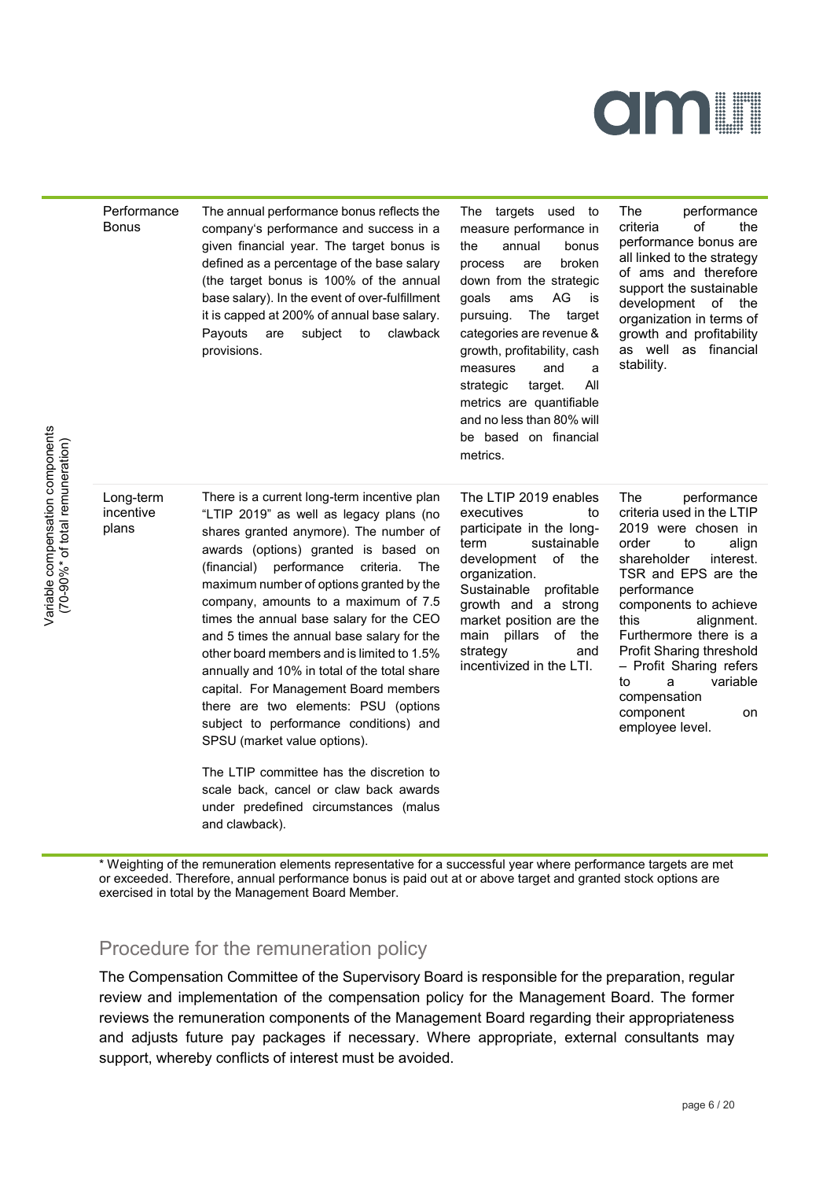| Variable compensation components (70-90%* of total remuneration) | | | | |
|---|---|---|---|---|
| | Performance Bonus | The annual performance bonus reflects the company's performance and success in a given financial year. The target bonus is defined as a percentage of the base salary (the target bonus is 100% of the annual base salary). In the event of over-fulfillment it is capped at 200% of annual base salary. Payouts are subject to clawback provisions. | The targets used to measure performance in the annual bonus process are broken down from the strategic goals ams AG is pursuing. The target categories are revenue & growth, profitability, cash measures and a strategic target. All metrics are quantifiable and no less than 80% will be based on financial metrics. | The performance criteria of the performance bonus are all linked to the strategy of ams and therefore support the sustainable development of the organization in terms of growth and profitability as well as financial stability. |
| | Long-term incentive plans | There is a current long-term incentive plan "LTIP 2019" as well as legacy plans (no shares granted anymore). The number of awards (options) granted is based on (financial) performance criteria. The maximum number of options granted by the company, amounts to a maximum of 7.5 times the annual base salary for the CEO and 5 times the annual base salary for the other board members and is limited to 1.5% annually and 10% in total of the total share capital. For Management Board members there are two elements: PSU (options subject to performance conditions) and SPSU (market value options).<br><br>The LTIP committee has the discretion to scale back, cancel or claw back awards under predefined circumstances (malus and clawback). | The LTIP 2019 enables executives to participate in the long-term sustainable development of the organization. Sustainable profitable growth and a strong market position are the main pillars of the strategy and incentivized in the LTI. | The performance criteria used in the LTIP 2019 were chosen in order to align shareholder interest. TSR and EPS are the performance components to achieve this alignment. Furthermore there is a Profit Sharing threshold – Profit Sharing refers to a variable compensation component on employee level. |

* Weighting of the remuneration elements representative for a successful year where performance targets are met or exceeded. Therefore, annual performance bonus is paid out at or above target and granted stock options are exercised in total by the Management Board Member.

## Procedure for the remuneration policy

The Compensation Committee of the Supervisory Board is responsible for the preparation, regular review and implementation of the compensation policy for the Management Board. The former reviews the remuneration components of the Management Board regarding their appropriateness and adjusts future pay packages if necessary. Where appropriate, external consultants may support, whereby conflicts of interest must be avoided.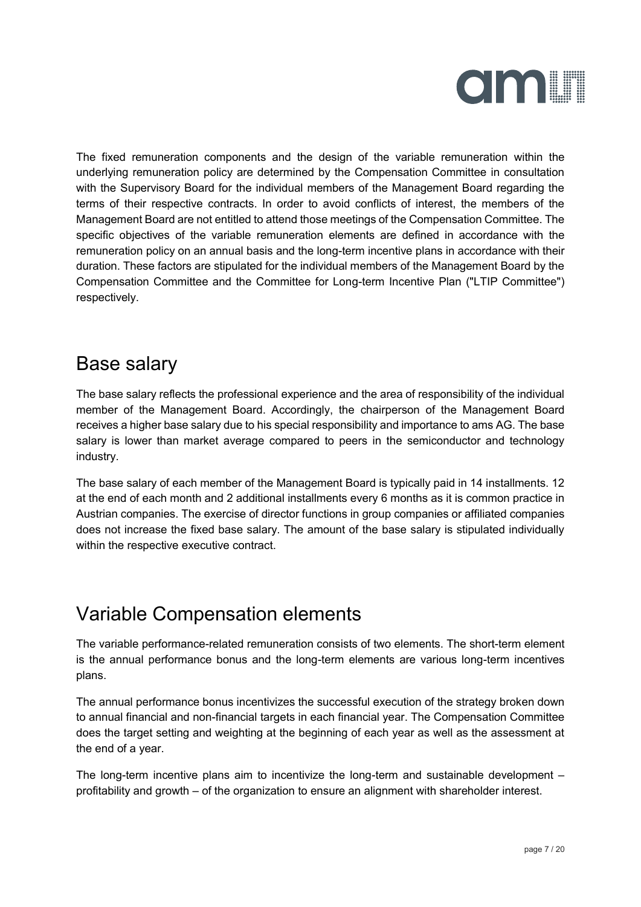The fixed remuneration components and the design of the variable remuneration within the underlying remuneration policy are determined by the Compensation Committee in consultation with the Supervisory Board for the individual members of the Management Board regarding the terms of their respective contracts. In order to avoid conflicts of interest, the members of the Management Board are not entitled to attend those meetings of the Compensation Committee. The specific objectives of the variable remuneration elements are defined in accordance with the remuneration policy on an annual basis and the long-term incentive plans in accordance with their duration. These factors are stipulated for the individual members of the Management Board by the Compensation Committee and the Committee for Long-term Incentive Plan ("LTIP Committee") respectively.

# Base salary

The base salary reflects the professional experience and the area of responsibility of the individual member of the Management Board. Accordingly, the chairperson of the Management Board receives a higher base salary due to his special responsibility and importance to ams AG. The base salary is lower than market average compared to peers in the semiconductor and technology industry.

The base salary of each member of the Management Board is typically paid in 14 installments. 12 at the end of each month and 2 additional installments every 6 months as it is common practice in Austrian companies. The exercise of director functions in group companies or affiliated companies does not increase the fixed base salary. The amount of the base salary is stipulated individually within the respective executive contract.

# Variable Compensation elements

The variable performance-related remuneration consists of two elements. The short-term element is the annual performance bonus and the long-term elements are various long-term incentives plans.

The annual performance bonus incentivizes the successful execution of the strategy broken down to annual financial and non-financial targets in each financial year. The Compensation Committee does the target setting and weighting at the beginning of each year as well as the assessment at the end of a year.

The long-term incentive plans aim to incentivize the long-term and sustainable development – profitability and growth – of the organization to ensure an alignment with shareholder interest.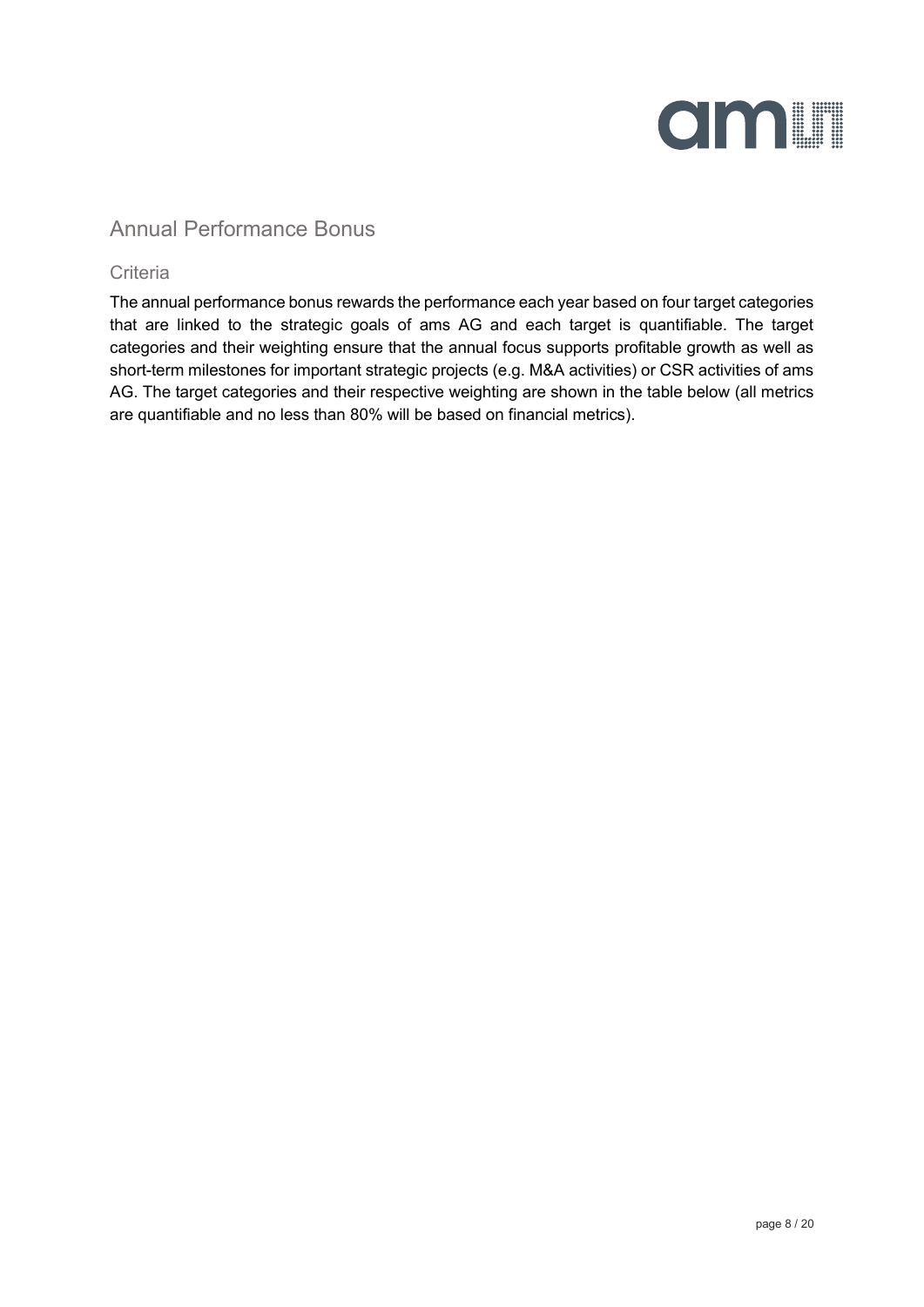## Annual Performance Bonus

### Criteria

The annual performance bonus rewards the performance each year based on four target categories that are linked to the strategic goals of ams AG and each target is quantifiable. The target categories and their weighting ensure that the annual focus supports profitable growth as well as short-term milestones for important strategic projects (e.g. M&A activities) or CSR activities of ams AG. The target categories and their respective weighting are shown in the table below (all metrics are quantifiable and no less than 80% will be based on financial metrics).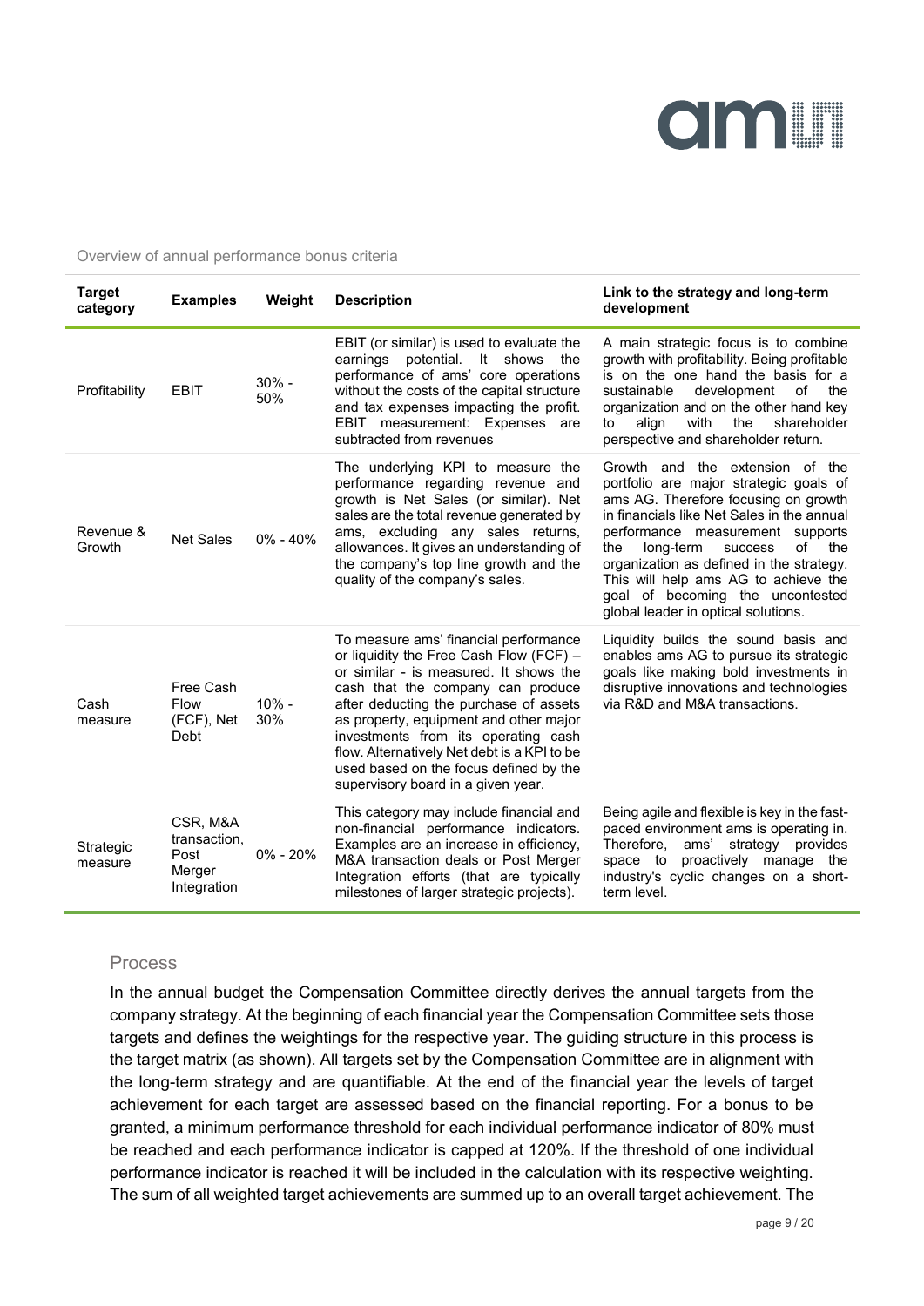Overview of annual performance bonus criteria

| Target category | Examples | Weight | Description | Link to the strategy and long-term development |
|---|---|---|---|---|
| Profitability | EBIT | 30% - 50% | EBIT (or similar) is used to evaluate the earnings potential. It shows the performance of ams' core operations without the costs of the capital structure and tax expenses impacting the profit. EBIT measurement: Expenses are subtracted from revenues | A main strategic focus is to combine growth with profitability. Being profitable is on the one hand the basis for a sustainable development of the organization and on the other hand key to align with the shareholder perspective and shareholder return. |
| Revenue & Growth | Net Sales | 0% - 40% | The underlying KPI to measure the performance regarding revenue and growth is Net Sales (or similar). Net sales are the total revenue generated by ams, excluding any sales returns, allowances. It gives an understanding of the company's top line growth and the quality of the company's sales. | Growth and the extension of the portfolio are major strategic goals of ams AG. Therefore focusing on growth in financials like Net Sales in the annual performance measurement supports the long-term success of the organization as defined in the strategy. This will help ams AG to achieve the goal of becoming the uncontested global leader in optical solutions. |
| Cash measure | Free Cash Flow (FCF), Net Debt | 10% - 30% | To measure ams' financial performance or liquidity the Free Cash Flow (FCF) – or similar - is measured. It shows the cash that the company can produce after deducting the purchase of assets as property, equipment and other major investments from its operating cash flow. Alternatively Net debt is a KPI to be used based on the focus defined by the supervisory board in a given year. | Liquidity builds the sound basis and enables ams AG to pursue its strategic goals like making bold investments in disruptive innovations and technologies via R&D and M&A transactions. |
| Strategic measure | CSR, M&A transaction, Post Merger Integration | 0% - 20% | This category may include financial and non-financial performance indicators. Examples are an increase in efficiency, M&A transaction deals or Post Merger Integration efforts (that are typically milestones of larger strategic projects). | Being agile and flexible is key in the fast-paced environment ams is operating in. Therefore, ams' strategy provides space to proactively manage the industry's cyclic changes on a short-term level. |

## Process

In the annual budget the Compensation Committee directly derives the annual targets from the company strategy. At the beginning of each financial year the Compensation Committee sets those targets and defines the weightings for the respective year. The guiding structure in this process is the target matrix (as shown). All targets set by the Compensation Committee are in alignment with the long-term strategy and are quantifiable. At the end of the financial year the levels of target achievement for each target are assessed based on the financial reporting. For a bonus to be granted, a minimum performance threshold for each individual performance indicator of 80% must be reached and each performance indicator is capped at 120%. If the threshold of one individual performance indicator is reached it will be included in the calculation with its respective weighting. The sum of all weighted target achievements are summed up to an overall target achievement. The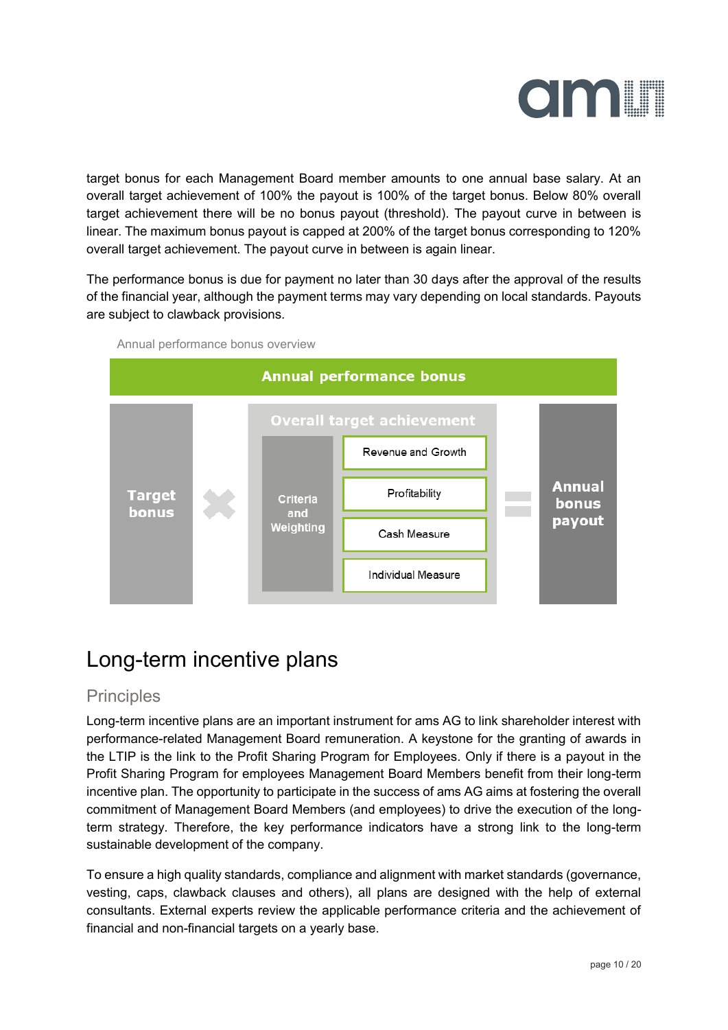target bonus for each Management Board member amounts to one annual base salary. At an overall target achievement of 100% the payout is 100% of the target bonus. Below 80% overall target achievement there will be no bonus payout (threshold). The payout curve in between is linear. The maximum bonus payout is capped at 200% of the target bonus corresponding to 120% overall target achievement. The payout curve in between is again linear.

The performance bonus is due for payment no later than 30 days after the approval of the results of the financial year, although the payment terms may vary depending on local standards. Payouts are subject to clawback provisions.

Annual performance bonus overview

**Annual performance bonus**

**Target bonus** × **Overall target achievement** (Criteria and Weighting: Revenue and Growth; Profitability; Cash Measure; Individual Measure) = **Annual bonus payout**

# Long-term incentive plans

## Principles

Long-term incentive plans are an important instrument for ams AG to link shareholder interest with performance-related Management Board remuneration. A keystone for the granting of awards in the LTIP is the link to the Profit Sharing Program for Employees. Only if there is a payout in the Profit Sharing Program for employees Management Board Members benefit from their long-term incentive plan. The opportunity to participate in the success of ams AG aims at fostering the overall commitment of Management Board Members (and employees) to drive the execution of the long-term strategy. Therefore, the key performance indicators have a strong link to the long-term sustainable development of the company.

To ensure a high quality standards, compliance and alignment with market standards (governance, vesting, caps, clawback clauses and others), all plans are designed with the help of external consultants. External experts review the applicable performance criteria and the achievement of financial and non-financial targets on a yearly base.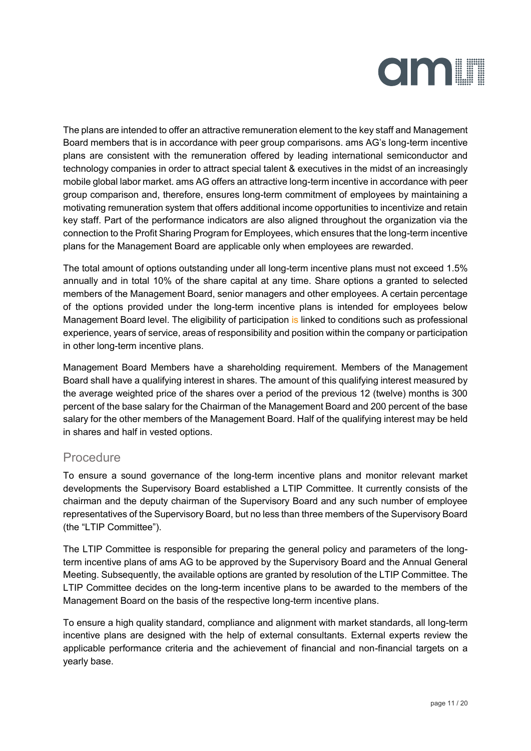The plans are intended to offer an attractive remuneration element to the key staff and Management Board members that is in accordance with peer group comparisons. ams AG's long-term incentive plans are consistent with the remuneration offered by leading international semiconductor and technology companies in order to attract special talent & executives in the midst of an increasingly mobile global labor market. ams AG offers an attractive long-term incentive in accordance with peer group comparison and, therefore, ensures long-term commitment of employees by maintaining a motivating remuneration system that offers additional income opportunities to incentivize and retain key staff. Part of the performance indicators are also aligned throughout the organization via the connection to the Profit Sharing Program for Employees, which ensures that the long-term incentive plans for the Management Board are applicable only when employees are rewarded.

The total amount of options outstanding under all long-term incentive plans must not exceed 1.5% annually and in total 10% of the share capital at any time. Share options a granted to selected members of the Management Board, senior managers and other employees. A certain percentage of the options provided under the long-term incentive plans is intended for employees below Management Board level. The eligibility of participation is linked to conditions such as professional experience, years of service, areas of responsibility and position within the company or participation in other long-term incentive plans.

Management Board Members have a shareholding requirement. Members of the Management Board shall have a qualifying interest in shares. The amount of this qualifying interest measured by the average weighted price of the shares over a period of the previous 12 (twelve) months is 300 percent of the base salary for the Chairman of the Management Board and 200 percent of the base salary for the other members of the Management Board. Half of the qualifying interest may be held in shares and half in vested options.

## Procedure

To ensure a sound governance of the long-term incentive plans and monitor relevant market developments the Supervisory Board established a LTIP Committee. It currently consists of the chairman and the deputy chairman of the Supervisory Board and any such number of employee representatives of the Supervisory Board, but no less than three members of the Supervisory Board (the "LTIP Committee").

The LTIP Committee is responsible for preparing the general policy and parameters of the long-term incentive plans of ams AG to be approved by the Supervisory Board and the Annual General Meeting. Subsequently, the available options are granted by resolution of the LTIP Committee. The LTIP Committee decides on the long-term incentive plans to be awarded to the members of the Management Board on the basis of the respective long-term incentive plans.

To ensure a high quality standard, compliance and alignment with market standards, all long-term incentive plans are designed with the help of external consultants. External experts review the applicable performance criteria and the achievement of financial and non-financial targets on a yearly base.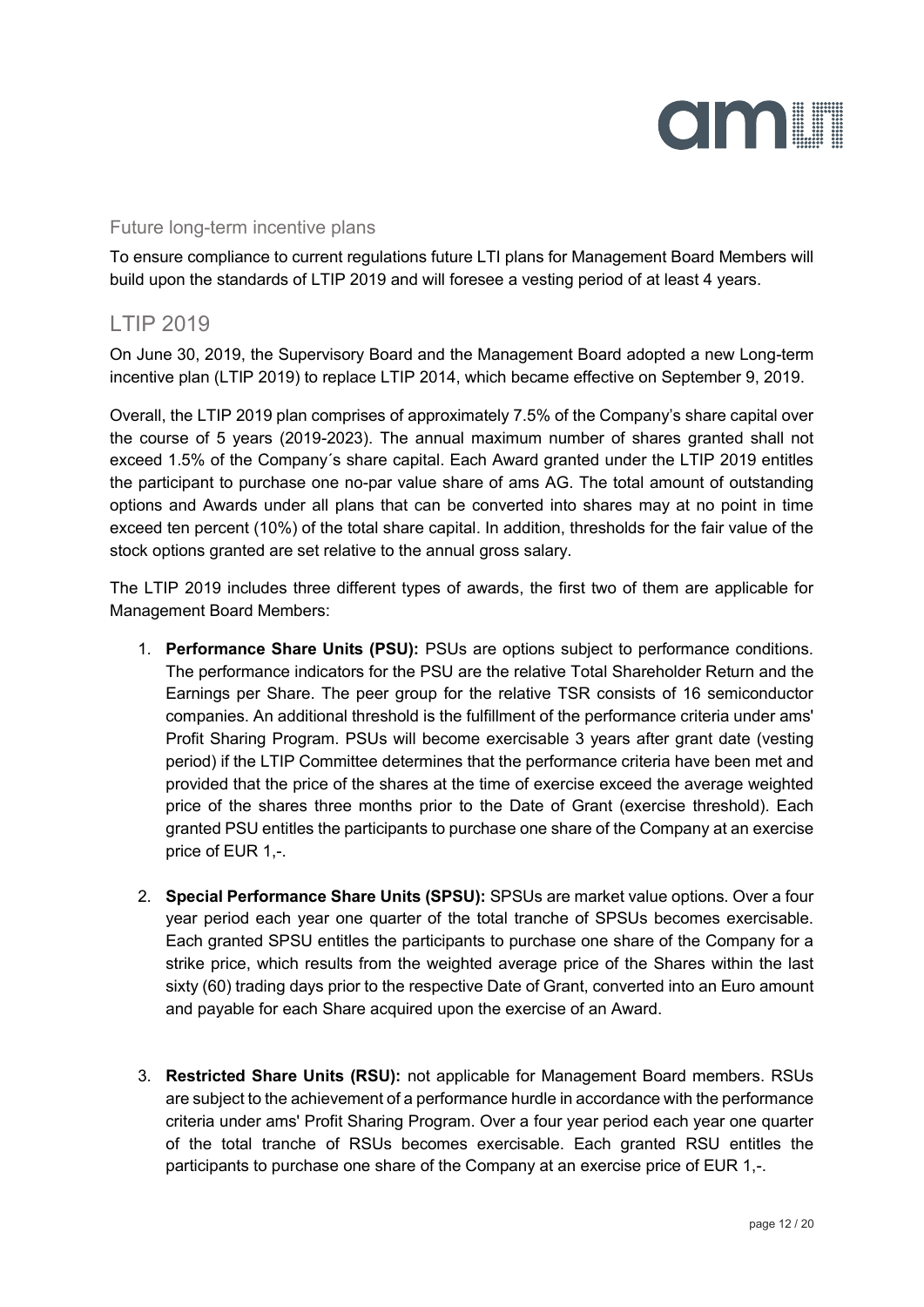### Future long-term incentive plans

To ensure compliance to current regulations future LTI plans for Management Board Members will build upon the standards of LTIP 2019 and will foresee a vesting period of at least 4 years.

## LTIP 2019

On June 30, 2019, the Supervisory Board and the Management Board adopted a new Long-term incentive plan (LTIP 2019) to replace LTIP 2014, which became effective on September 9, 2019.

Overall, the LTIP 2019 plan comprises of approximately 7.5% of the Company's share capital over the course of 5 years (2019-2023). The annual maximum number of shares granted shall not exceed 1.5% of the Company´s share capital. Each Award granted under the LTIP 2019 entitles the participant to purchase one no-par value share of ams AG. The total amount of outstanding options and Awards under all plans that can be converted into shares may at no point in time exceed ten percent (10%) of the total share capital. In addition, thresholds for the fair value of the stock options granted are set relative to the annual gross salary.

The LTIP 2019 includes three different types of awards, the first two of them are applicable for Management Board Members:

1. **Performance Share Units (PSU):** PSUs are options subject to performance conditions. The performance indicators for the PSU are the relative Total Shareholder Return and the Earnings per Share. The peer group for the relative TSR consists of 16 semiconductor companies. An additional threshold is the fulfillment of the performance criteria under ams' Profit Sharing Program. PSUs will become exercisable 3 years after grant date (vesting period) if the LTIP Committee determines that the performance criteria have been met and provided that the price of the shares at the time of exercise exceed the average weighted price of the shares three months prior to the Date of Grant (exercise threshold). Each granted PSU entitles the participants to purchase one share of the Company at an exercise price of EUR 1,-.

2. **Special Performance Share Units (SPSU):** SPSUs are market value options. Over a four year period each year one quarter of the total tranche of SPSUs becomes exercisable. Each granted SPSU entitles the participants to purchase one share of the Company for a strike price, which results from the weighted average price of the Shares within the last sixty (60) trading days prior to the respective Date of Grant, converted into an Euro amount and payable for each Share acquired upon the exercise of an Award.

3. **Restricted Share Units (RSU):** not applicable for Management Board members. RSUs are subject to the achievement of a performance hurdle in accordance with the performance criteria under ams' Profit Sharing Program. Over a four year period each year one quarter of the total tranche of RSUs becomes exercisable. Each granted RSU entitles the participants to purchase one share of the Company at an exercise price of EUR 1,-.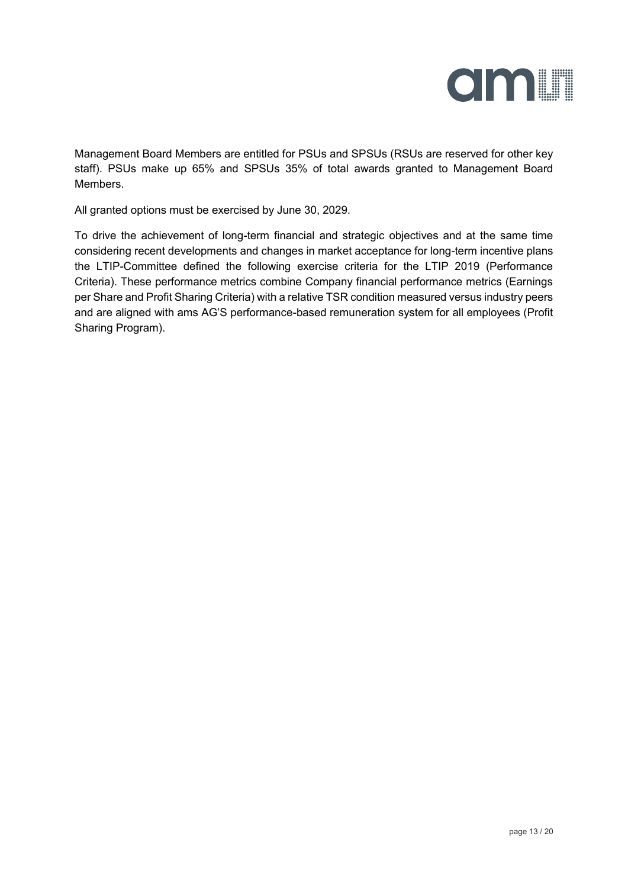Management Board Members are entitled for PSUs and SPSUs (RSUs are reserved for other key staff). PSUs make up 65% and SPSUs 35% of total awards granted to Management Board Members.

All granted options must be exercised by June 30, 2029.

To drive the achievement of long-term financial and strategic objectives and at the same time considering recent developments and changes in market acceptance for long-term incentive plans the LTIP-Committee defined the following exercise criteria for the LTIP 2019 (Performance Criteria). These performance metrics combine Company financial performance metrics (Earnings per Share and Profit Sharing Criteria) with a relative TSR condition measured versus industry peers and are aligned with ams AG'S performance-based remuneration system for all employees (Profit Sharing Program).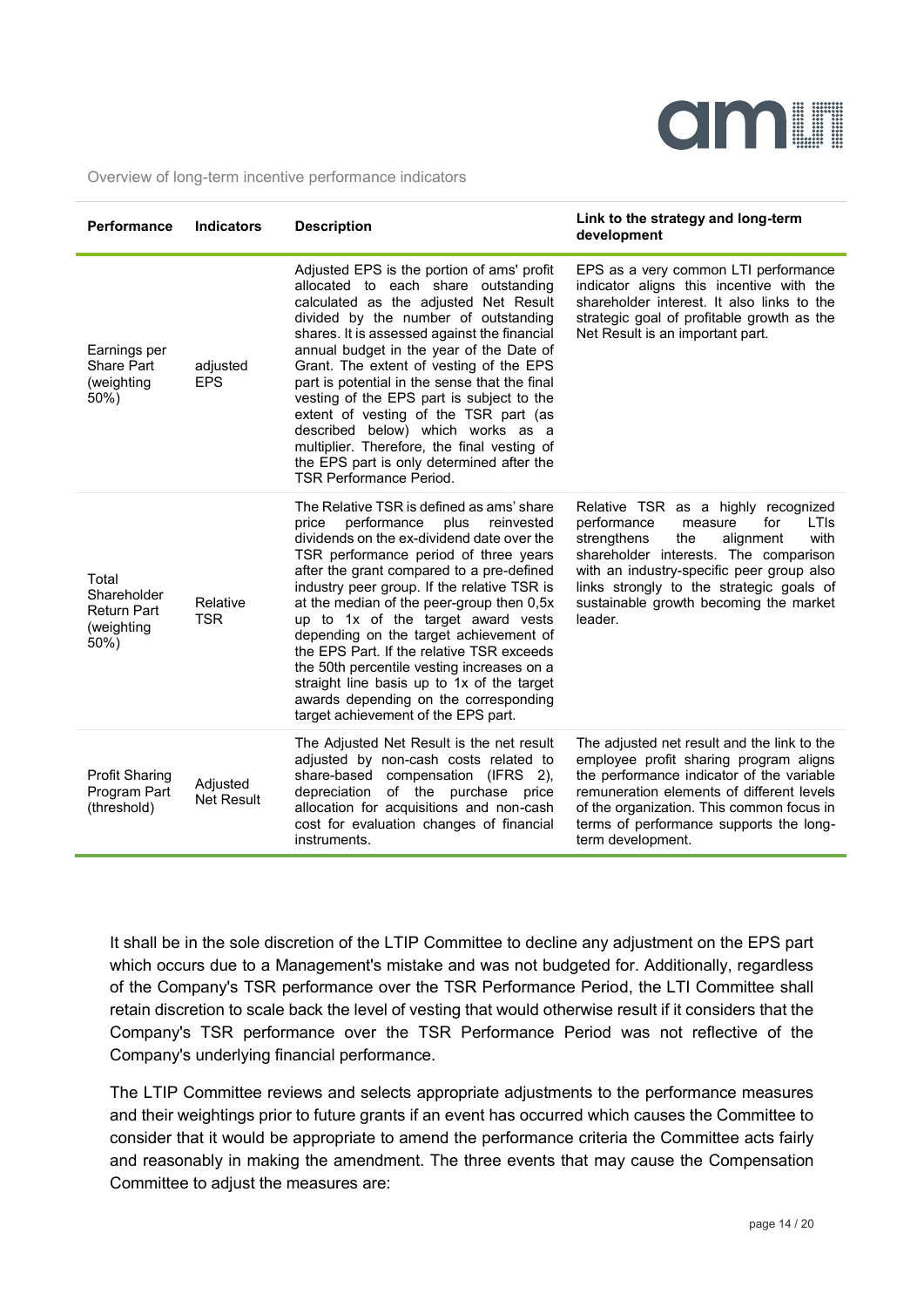Overview of long-term incentive performance indicators

| Performance | Indicators | Description | Link to the strategy and long-term development |
|---|---|---|---|
| Earnings per Share Part (weighting 50%) | adjusted EPS | Adjusted EPS is the portion of ams' profit allocated to each share outstanding calculated as the adjusted Net Result divided by the number of outstanding shares. It is assessed against the financial annual budget in the year of the Date of Grant. The extent of vesting of the EPS part is potential in the sense that the final vesting of the EPS part is subject to the extent of vesting of the TSR part (as described below) which works as a multiplier. Therefore, the final vesting of the EPS part is only determined after the TSR Performance Period. | EPS as a very common LTI performance indicator aligns this incentive with the shareholder interest. It also links to the strategic goal of profitable growth as the Net Result is an important part. |
| Total Shareholder Return Part (weighting 50%) | Relative TSR | The Relative TSR is defined as ams' share price performance plus reinvested dividends on the ex-dividend date over the TSR performance period of three years after the grant compared to a pre-defined industry peer group. If the relative TSR is at the median of the peer-group then 0,5x up to 1x of the target award vests depending on the target achievement of the EPS Part. If the relative TSR exceeds the 50th percentile vesting increases on a straight line basis up to 1x of the target awards depending on the corresponding target achievement of the EPS part. | Relative TSR as a highly recognized performance measure for LTIs strengthens the alignment with shareholder interests. The comparison with an industry-specific peer group also links strongly to the strategic goals of sustainable growth becoming the market leader. |
| Profit Sharing Program Part (threshold) | Adjusted Net Result | The Adjusted Net Result is the net result adjusted by non-cash costs related to share-based compensation (IFRS 2), depreciation of the purchase price allocation for acquisitions and non-cash cost for evaluation changes of financial instruments. | The adjusted net result and the link to the employee profit sharing program aligns the performance indicator of the variable remuneration elements of different levels of the organization. This common focus in terms of performance supports the long-term development. |

It shall be in the sole discretion of the LTIP Committee to decline any adjustment on the EPS part which occurs due to a Management's mistake and was not budgeted for. Additionally, regardless of the Company's TSR performance over the TSR Performance Period, the LTI Committee shall retain discretion to scale back the level of vesting that would otherwise result if it considers that the Company's TSR performance over the TSR Performance Period was not reflective of the Company's underlying financial performance.

The LTIP Committee reviews and selects appropriate adjustments to the performance measures and their weightings prior to future grants if an event has occurred which causes the Committee to consider that it would be appropriate to amend the performance criteria the Committee acts fairly and reasonably in making the amendment. The three events that may cause the Compensation Committee to adjust the measures are: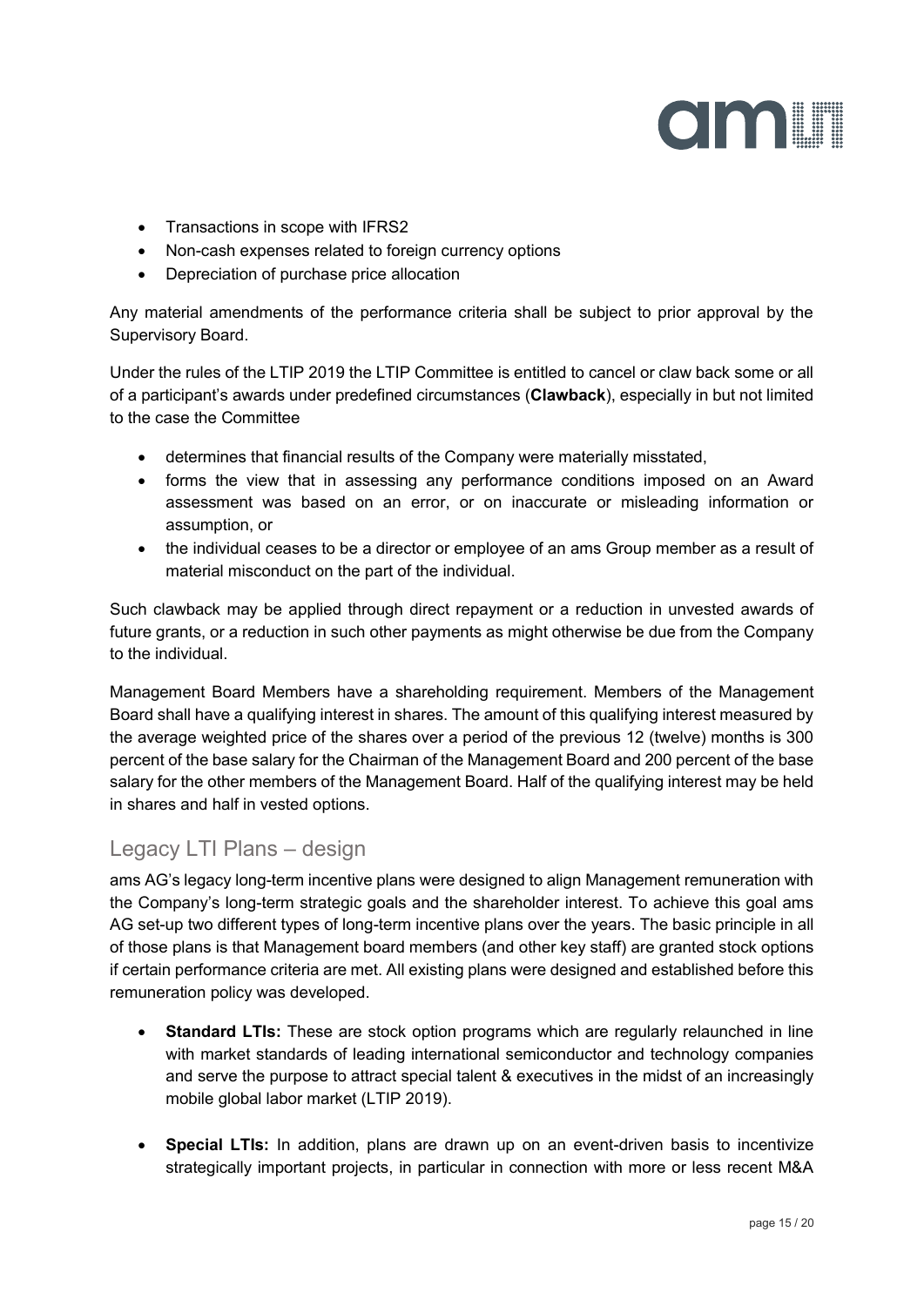- Transactions in scope with IFRS2
- Non-cash expenses related to foreign currency options
- Depreciation of purchase price allocation

Any material amendments of the performance criteria shall be subject to prior approval by the Supervisory Board.

Under the rules of the LTIP 2019 the LTIP Committee is entitled to cancel or claw back some or all of a participant's awards under predefined circumstances (**Clawback**), especially in but not limited to the case the Committee

- determines that financial results of the Company were materially misstated,
- forms the view that in assessing any performance conditions imposed on an Award assessment was based on an error, or on inaccurate or misleading information or assumption, or
- the individual ceases to be a director or employee of an ams Group member as a result of material misconduct on the part of the individual.

Such clawback may be applied through direct repayment or a reduction in unvested awards of future grants, or a reduction in such other payments as might otherwise be due from the Company to the individual.

Management Board Members have a shareholding requirement. Members of the Management Board shall have a qualifying interest in shares. The amount of this qualifying interest measured by the average weighted price of the shares over a period of the previous 12 (twelve) months is 300 percent of the base salary for the Chairman of the Management Board and 200 percent of the base salary for the other members of the Management Board. Half of the qualifying interest may be held in shares and half in vested options.

## Legacy LTI Plans – design

ams AG's legacy long-term incentive plans were designed to align Management remuneration with the Company's long-term strategic goals and the shareholder interest. To achieve this goal ams AG set-up two different types of long-term incentive plans over the years. The basic principle in all of those plans is that Management board members (and other key staff) are granted stock options if certain performance criteria are met. All existing plans were designed and established before this remuneration policy was developed.

- **Standard LTIs:** These are stock option programs which are regularly relaunched in line with market standards of leading international semiconductor and technology companies and serve the purpose to attract special talent & executives in the midst of an increasingly mobile global labor market (LTIP 2019).
- **Special LTIs:** In addition, plans are drawn up on an event-driven basis to incentivize strategically important projects, in particular in connection with more or less recent M&A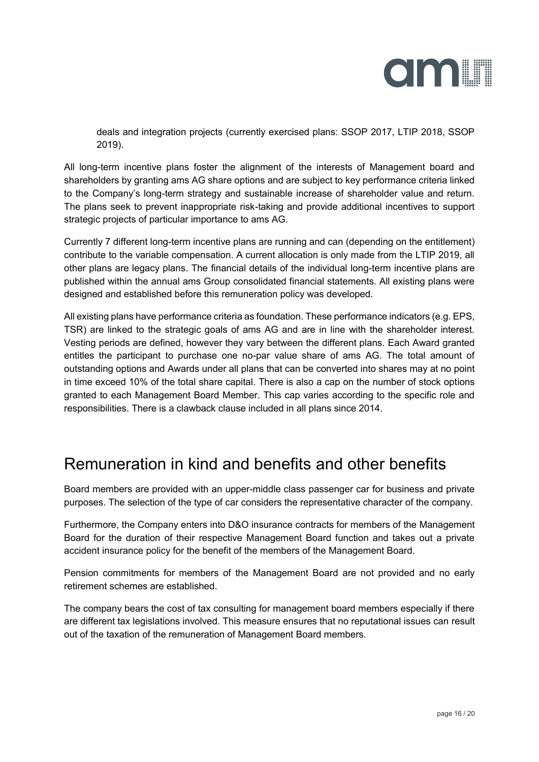deals and integration projects (currently exercised plans: SSOP 2017, LTIP 2018, SSOP 2019).

All long-term incentive plans foster the alignment of the interests of Management board and shareholders by granting ams AG share options and are subject to key performance criteria linked to the Company's long-term strategy and sustainable increase of shareholder value and return. The plans seek to prevent inappropriate risk-taking and provide additional incentives to support strategic projects of particular importance to ams AG.

Currently 7 different long-term incentive plans are running and can (depending on the entitlement) contribute to the variable compensation. A current allocation is only made from the LTIP 2019, all other plans are legacy plans. The financial details of the individual long-term incentive plans are published within the annual ams Group consolidated financial statements. All existing plans were designed and established before this remuneration policy was developed.

All existing plans have performance criteria as foundation. These performance indicators (e.g. EPS, TSR) are linked to the strategic goals of ams AG and are in line with the shareholder interest. Vesting periods are defined, however they vary between the different plans. Each Award granted entitles the participant to purchase one no-par value share of ams AG. The total amount of outstanding options and Awards under all plans that can be converted into shares may at no point in time exceed 10% of the total share capital. There is also a cap on the number of stock options granted to each Management Board Member. This cap varies according to the specific role and responsibilities. There is a clawback clause included in all plans since 2014.

# Remuneration in kind and benefits and other benefits

Board members are provided with an upper-middle class passenger car for business and private purposes. The selection of the type of car considers the representative character of the company.

Furthermore, the Company enters into D&O insurance contracts for members of the Management Board for the duration of their respective Management Board function and takes out a private accident insurance policy for the benefit of the members of the Management Board.

Pension commitments for members of the Management Board are not provided and no early retirement schemes are established.

The company bears the cost of tax consulting for management board members especially if there are different tax legislations involved. This measure ensures that no reputational issues can result out of the taxation of the remuneration of Management Board members.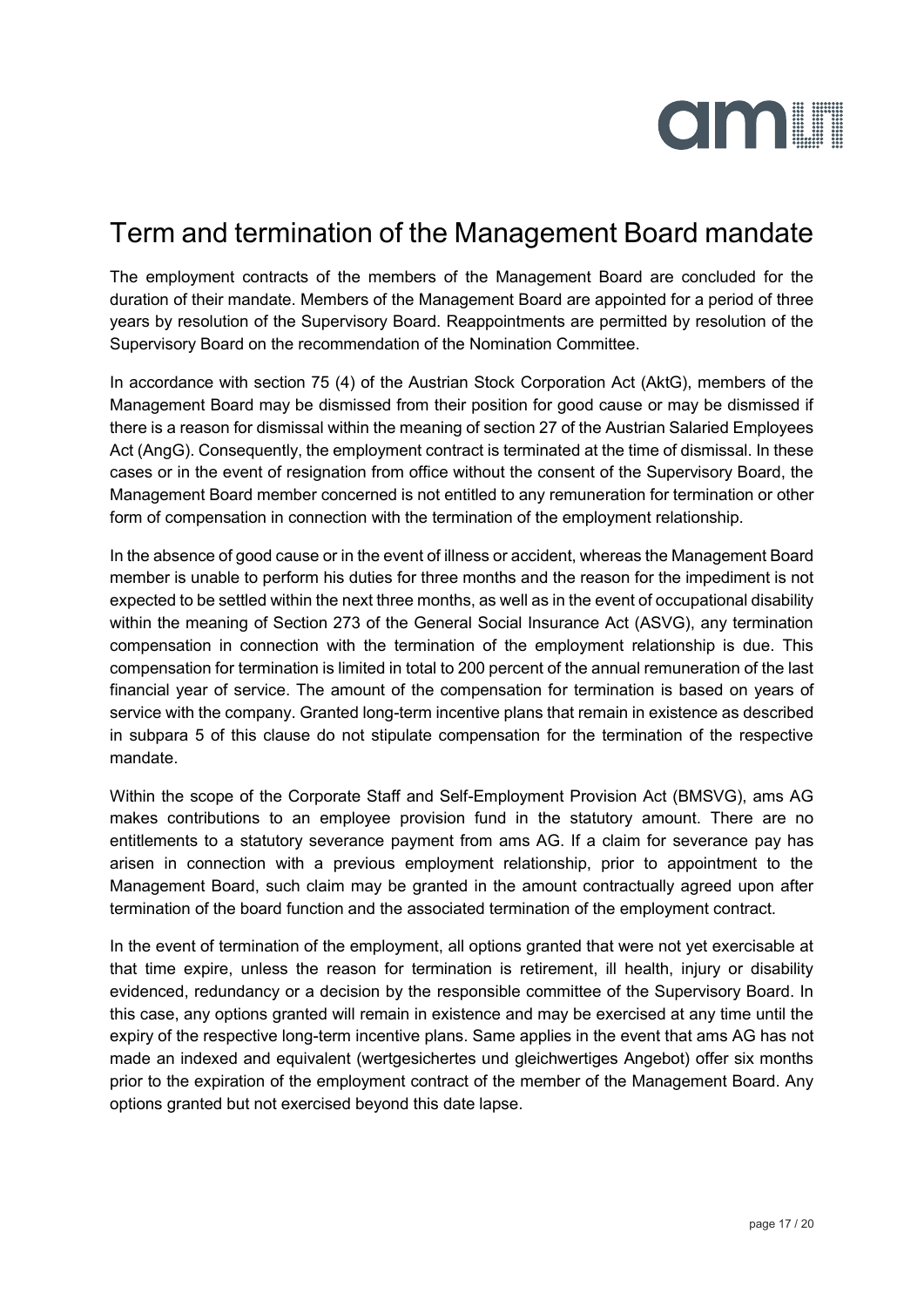# Term and termination of the Management Board mandate

The employment contracts of the members of the Management Board are concluded for the duration of their mandate. Members of the Management Board are appointed for a period of three years by resolution of the Supervisory Board. Reappointments are permitted by resolution of the Supervisory Board on the recommendation of the Nomination Committee.

In accordance with section 75 (4) of the Austrian Stock Corporation Act (AktG), members of the Management Board may be dismissed from their position for good cause or may be dismissed if there is a reason for dismissal within the meaning of section 27 of the Austrian Salaried Employees Act (AngG). Consequently, the employment contract is terminated at the time of dismissal. In these cases or in the event of resignation from office without the consent of the Supervisory Board, the Management Board member concerned is not entitled to any remuneration for termination or other form of compensation in connection with the termination of the employment relationship.

In the absence of good cause or in the event of illness or accident, whereas the Management Board member is unable to perform his duties for three months and the reason for the impediment is not expected to be settled within the next three months, as well as in the event of occupational disability within the meaning of Section 273 of the General Social Insurance Act (ASVG), any termination compensation in connection with the termination of the employment relationship is due. This compensation for termination is limited in total to 200 percent of the annual remuneration of the last financial year of service. The amount of the compensation for termination is based on years of service with the company. Granted long-term incentive plans that remain in existence as described in subpara 5 of this clause do not stipulate compensation for the termination of the respective mandate.

Within the scope of the Corporate Staff and Self-Employment Provision Act (BMSVG), ams AG makes contributions to an employee provision fund in the statutory amount. There are no entitlements to a statutory severance payment from ams AG. If a claim for severance pay has arisen in connection with a previous employment relationship, prior to appointment to the Management Board, such claim may be granted in the amount contractually agreed upon after termination of the board function and the associated termination of the employment contract.

In the event of termination of the employment, all options granted that were not yet exercisable at that time expire, unless the reason for termination is retirement, ill health, injury or disability evidenced, redundancy or a decision by the responsible committee of the Supervisory Board. In this case, any options granted will remain in existence and may be exercised at any time until the expiry of the respective long-term incentive plans. Same applies in the event that ams AG has not made an indexed and equivalent (wertgesichertes und gleichwertiges Angebot) offer six months prior to the expiration of the employment contract of the member of the Management Board. Any options granted but not exercised beyond this date lapse.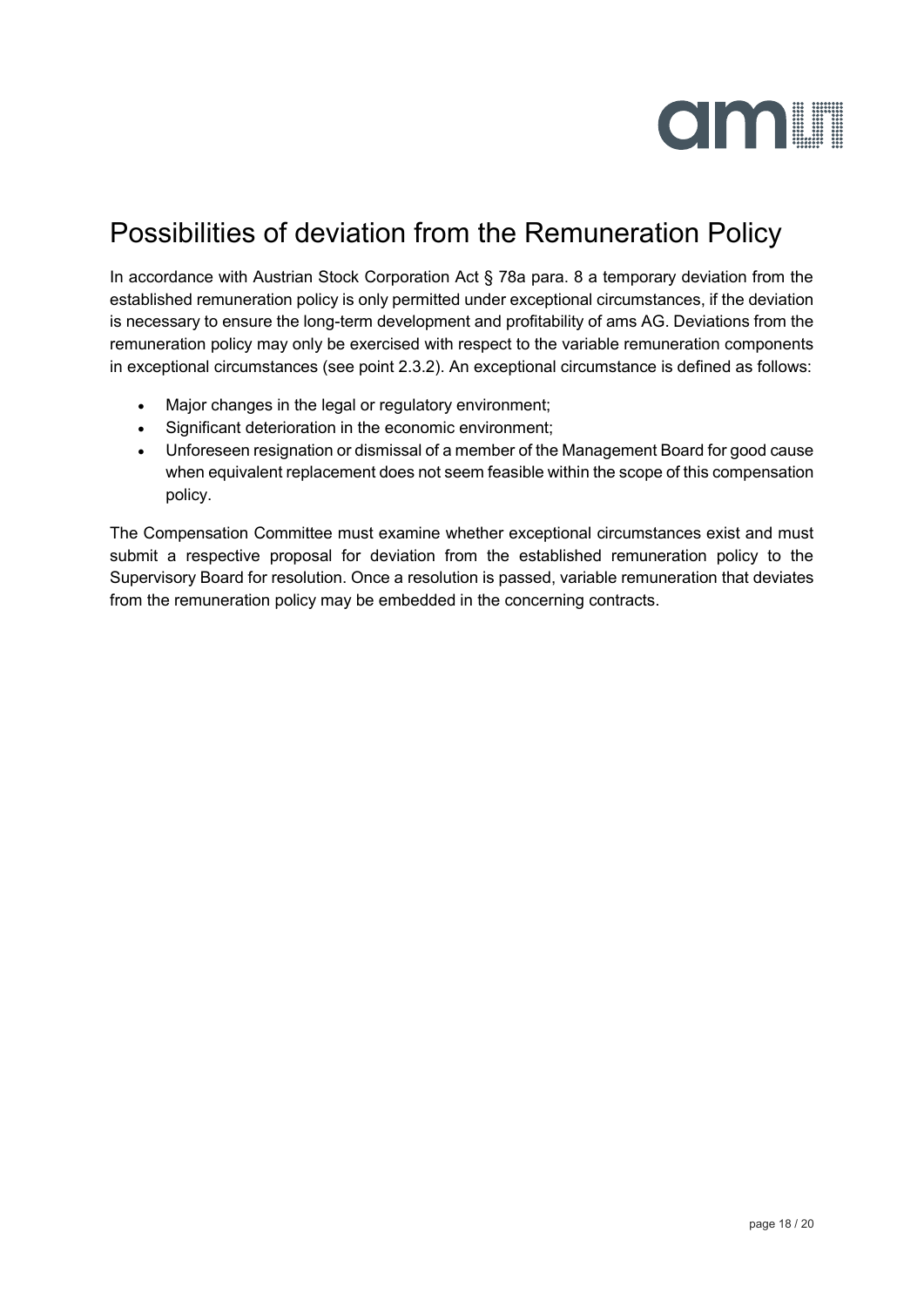# Possibilities of deviation from the Remuneration Policy

In accordance with Austrian Stock Corporation Act § 78a para. 8 a temporary deviation from the established remuneration policy is only permitted under exceptional circumstances, if the deviation is necessary to ensure the long-term development and profitability of ams AG. Deviations from the remuneration policy may only be exercised with respect to the variable remuneration components in exceptional circumstances (see point 2.3.2). An exceptional circumstance is defined as follows:

- Major changes in the legal or regulatory environment;
- Significant deterioration in the economic environment;
- Unforeseen resignation or dismissal of a member of the Management Board for good cause when equivalent replacement does not seem feasible within the scope of this compensation policy.

The Compensation Committee must examine whether exceptional circumstances exist and must submit a respective proposal for deviation from the established remuneration policy to the Supervisory Board for resolution. Once a resolution is passed, variable remuneration that deviates from the remuneration policy may be embedded in the concerning contracts.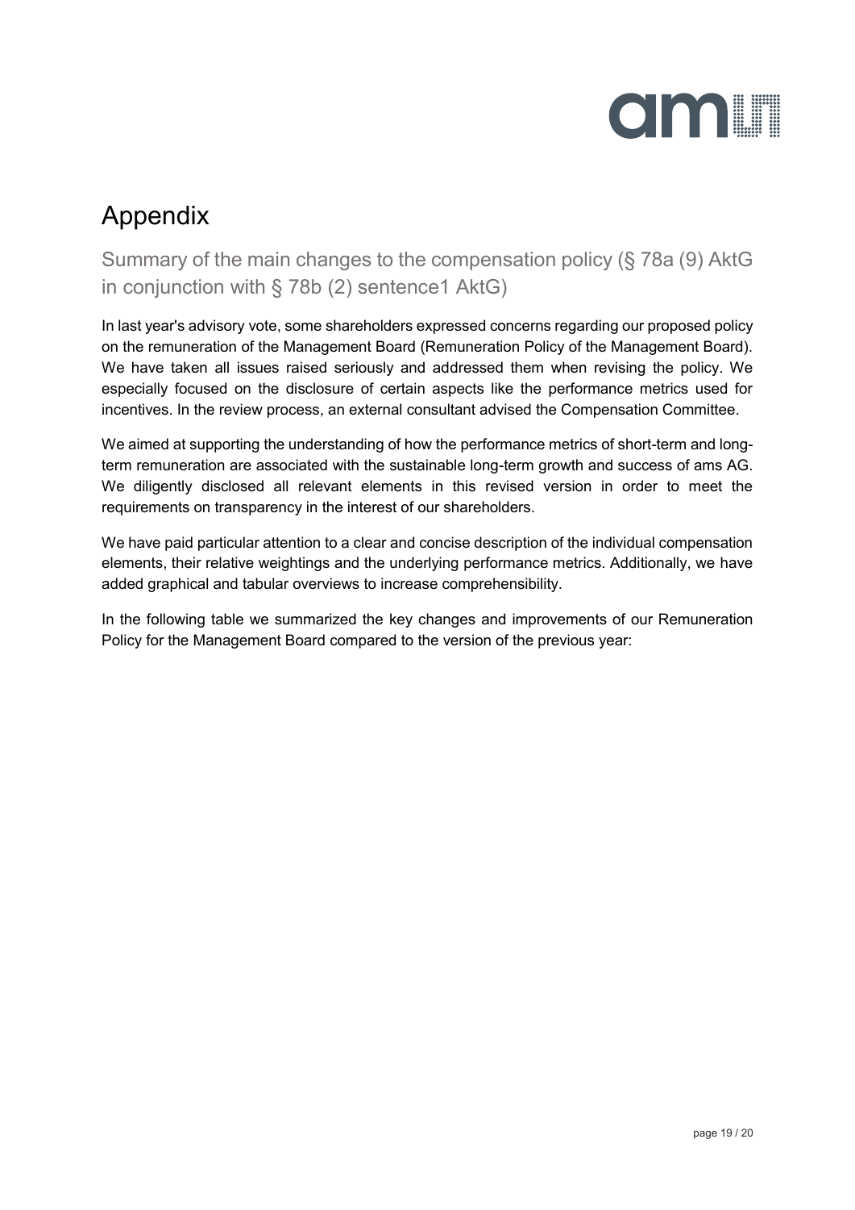# Appendix

## Summary of the main changes to the compensation policy (§ 78a (9) AktG in conjunction with § 78b (2) sentence1 AktG)

In last year's advisory vote, some shareholders expressed concerns regarding our proposed policy on the remuneration of the Management Board (Remuneration Policy of the Management Board). We have taken all issues raised seriously and addressed them when revising the policy. We especially focused on the disclosure of certain aspects like the performance metrics used for incentives. In the review process, an external consultant advised the Compensation Committee.

We aimed at supporting the understanding of how the performance metrics of short-term and long-term remuneration are associated with the sustainable long-term growth and success of ams AG. We diligently disclosed all relevant elements in this revised version in order to meet the requirements on transparency in the interest of our shareholders.

We have paid particular attention to a clear and concise description of the individual compensation elements, their relative weightings and the underlying performance metrics. Additionally, we have added graphical and tabular overviews to increase comprehensibility.

In the following table we summarized the key changes and improvements of our Remuneration Policy for the Management Board compared to the version of the previous year: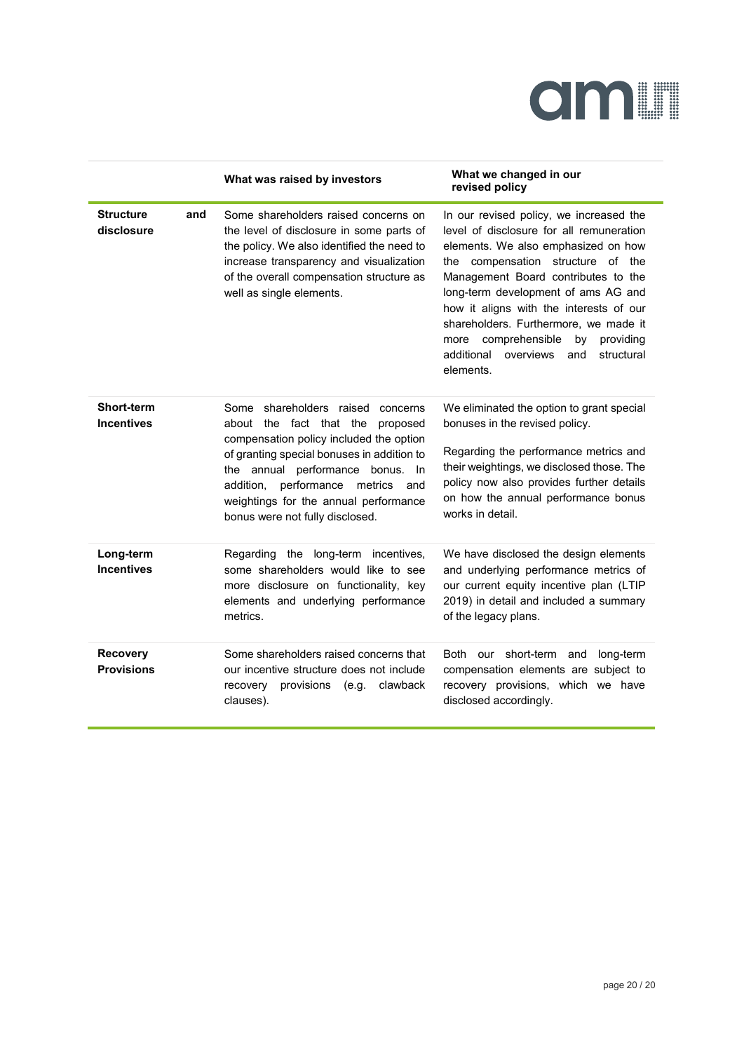| | What was raised by investors | What we changed in our revised policy |
|---|---|---|
| **Structure and disclosure** | Some shareholders raised concerns on the level of disclosure in some parts of the policy. We also identified the need to increase transparency and visualization of the overall compensation structure as well as single elements. | In our revised policy, we increased the level of disclosure for all remuneration elements. We also emphasized on how the compensation structure of the Management Board contributes to the long-term development of ams AG and how it aligns with the interests of our shareholders. Furthermore, we made it more comprehensible by providing additional overviews and structural elements. |
| **Short-term Incentives** | Some shareholders raised concerns about the fact that the proposed compensation policy included the option of granting special bonuses in addition to the annual performance bonus. In addition, performance metrics and weightings for the annual performance bonus were not fully disclosed. | We eliminated the option to grant special bonuses in the revised policy.<br><br>Regarding the performance metrics and their weightings, we disclosed those. The policy now also provides further details on how the annual performance bonus works in detail. |
| **Long-term Incentives** | Regarding the long-term incentives, some shareholders would like to see more disclosure on functionality, key elements and underlying performance metrics. | We have disclosed the design elements and underlying performance metrics of our current equity incentive plan (LTIP 2019) in detail and included a summary of the legacy plans. |
| **Recovery Provisions** | Some shareholders raised concerns that our incentive structure does not include recovery provisions (e.g. clawback clauses). | Both our short-term and long-term compensation elements are subject to recovery provisions, which we have disclosed accordingly. |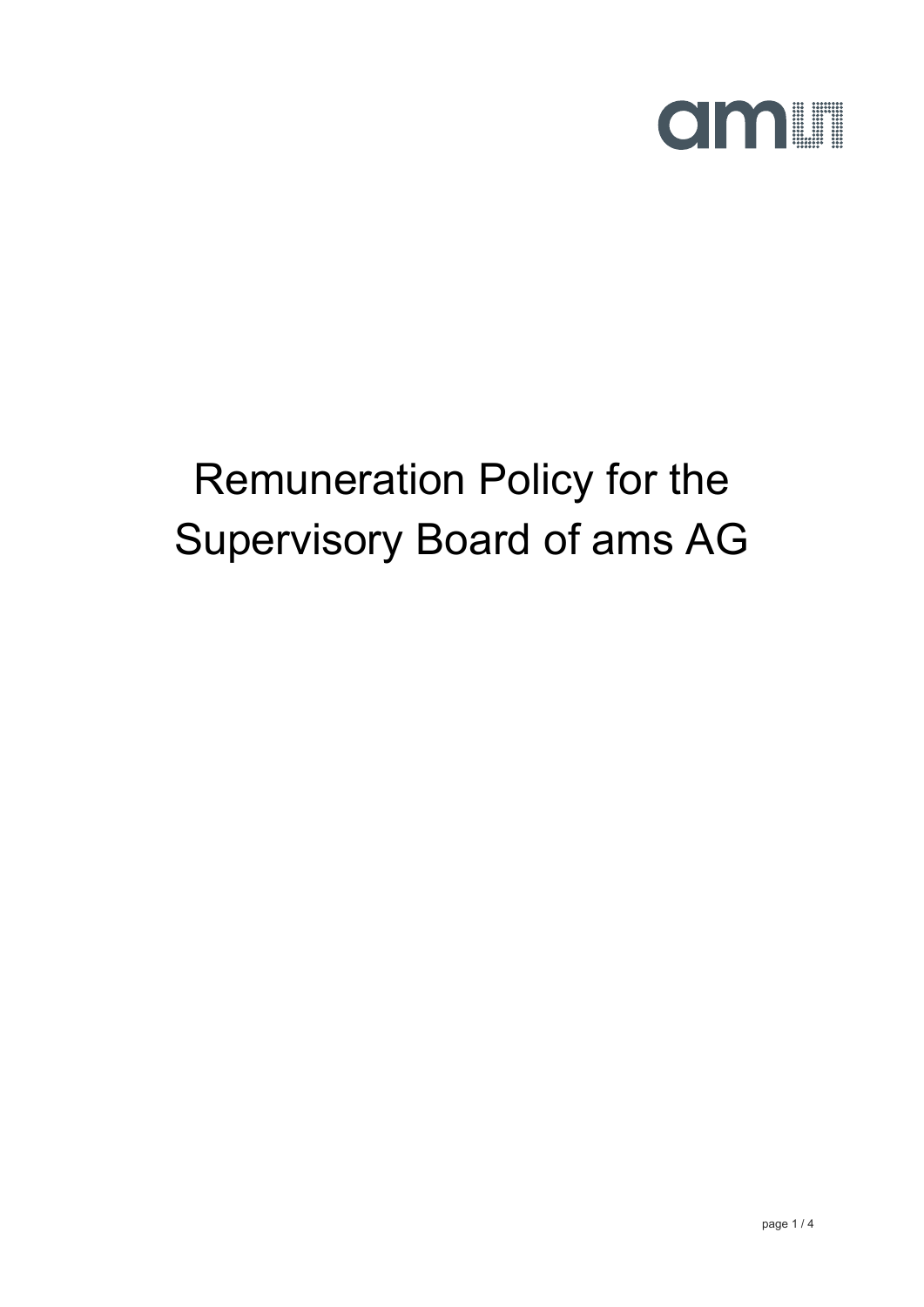# Remuneration Policy for the Supervisory Board of ams AG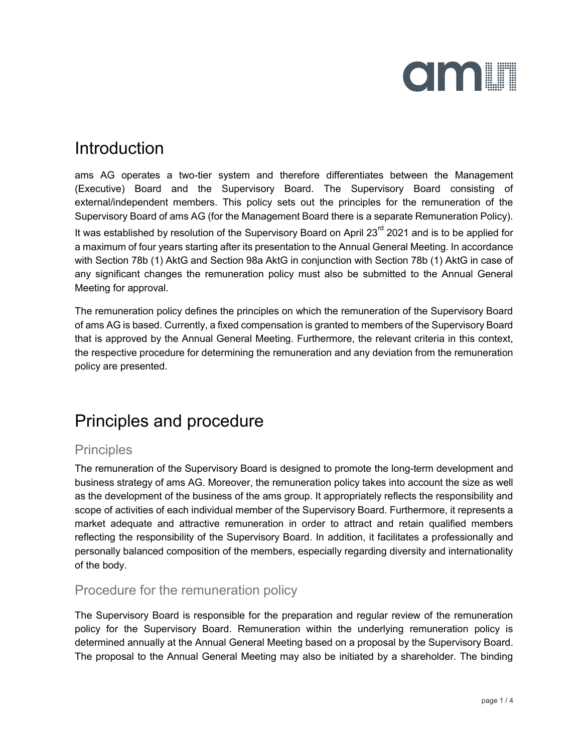# Introduction

ams AG operates a two-tier system and therefore differentiates between the Management (Executive) Board and the Supervisory Board. The Supervisory Board consisting of external/independent members. This policy sets out the principles for the remuneration of the Supervisory Board of ams AG (for the Management Board there is a separate Remuneration Policy). It was established by resolution of the Supervisory Board on April 23rd 2021 and is to be applied for a maximum of four years starting after its presentation to the Annual General Meeting. In accordance with Section 78b (1) AktG and Section 98a AktG in conjunction with Section 78b (1) AktG in case of any significant changes the remuneration policy must also be submitted to the Annual General Meeting for approval.

The remuneration policy defines the principles on which the remuneration of the Supervisory Board of ams AG is based. Currently, a fixed compensation is granted to members of the Supervisory Board that is approved by the Annual General Meeting. Furthermore, the relevant criteria in this context, the respective procedure for determining the remuneration and any deviation from the remuneration policy are presented.

# Principles and procedure

## Principles

The remuneration of the Supervisory Board is designed to promote the long-term development and business strategy of ams AG. Moreover, the remuneration policy takes into account the size as well as the development of the business of the ams group. It appropriately reflects the responsibility and scope of activities of each individual member of the Supervisory Board. Furthermore, it represents a market adequate and attractive remuneration in order to attract and retain qualified members reflecting the responsibility of the Supervisory Board. In addition, it facilitates a professionally and personally balanced composition of the members, especially regarding diversity and internationality of the body.

## Procedure for the remuneration policy

The Supervisory Board is responsible for the preparation and regular review of the remuneration policy for the Supervisory Board. Remuneration within the underlying remuneration policy is determined annually at the Annual General Meeting based on a proposal by the Supervisory Board. The proposal to the Annual General Meeting may also be initiated by a shareholder. The binding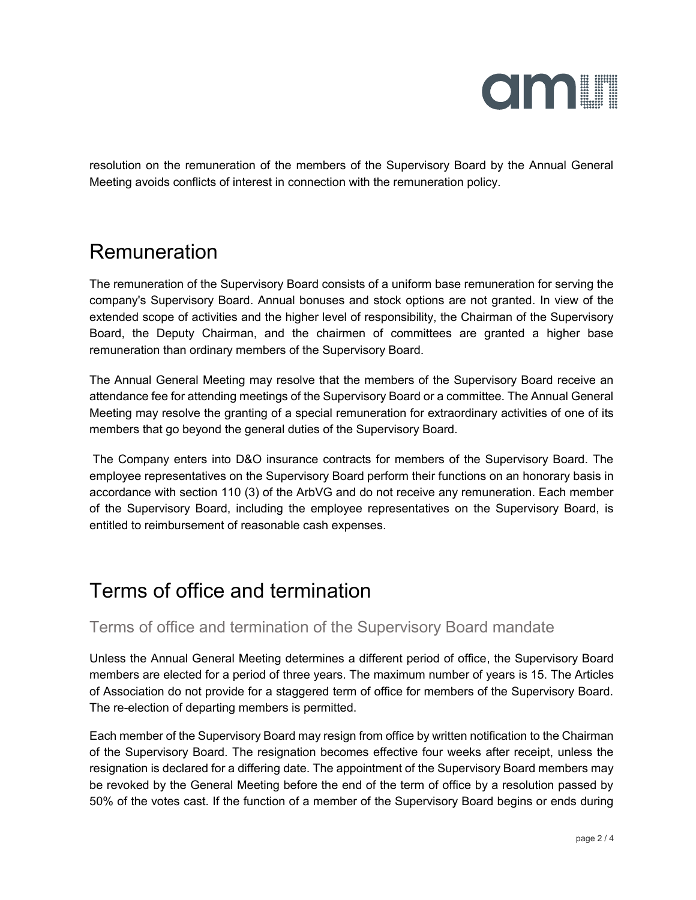resolution on the remuneration of the members of the Supervisory Board by the Annual General Meeting avoids conflicts of interest in connection with the remuneration policy.

# Remuneration

The remuneration of the Supervisory Board consists of a uniform base remuneration for serving the company's Supervisory Board. Annual bonuses and stock options are not granted. In view of the extended scope of activities and the higher level of responsibility, the Chairman of the Supervisory Board, the Deputy Chairman, and the chairmen of committees are granted a higher base remuneration than ordinary members of the Supervisory Board.

The Annual General Meeting may resolve that the members of the Supervisory Board receive an attendance fee for attending meetings of the Supervisory Board or a committee. The Annual General Meeting may resolve the granting of a special remuneration for extraordinary activities of one of its members that go beyond the general duties of the Supervisory Board.

The Company enters into D&O insurance contracts for members of the Supervisory Board. The employee representatives on the Supervisory Board perform their functions on an honorary basis in accordance with section 110 (3) of the ArbVG and do not receive any remuneration. Each member of the Supervisory Board, including the employee representatives on the Supervisory Board, is entitled to reimbursement of reasonable cash expenses.

# Terms of office and termination

## Terms of office and termination of the Supervisory Board mandate

Unless the Annual General Meeting determines a different period of office, the Supervisory Board members are elected for a period of three years. The maximum number of years is 15. The Articles of Association do not provide for a staggered term of office for members of the Supervisory Board. The re-election of departing members is permitted.

Each member of the Supervisory Board may resign from office by written notification to the Chairman of the Supervisory Board. The resignation becomes effective four weeks after receipt, unless the resignation is declared for a differing date. The appointment of the Supervisory Board members may be revoked by the General Meeting before the end of the term of office by a resolution passed by 50% of the votes cast. If the function of a member of the Supervisory Board begins or ends during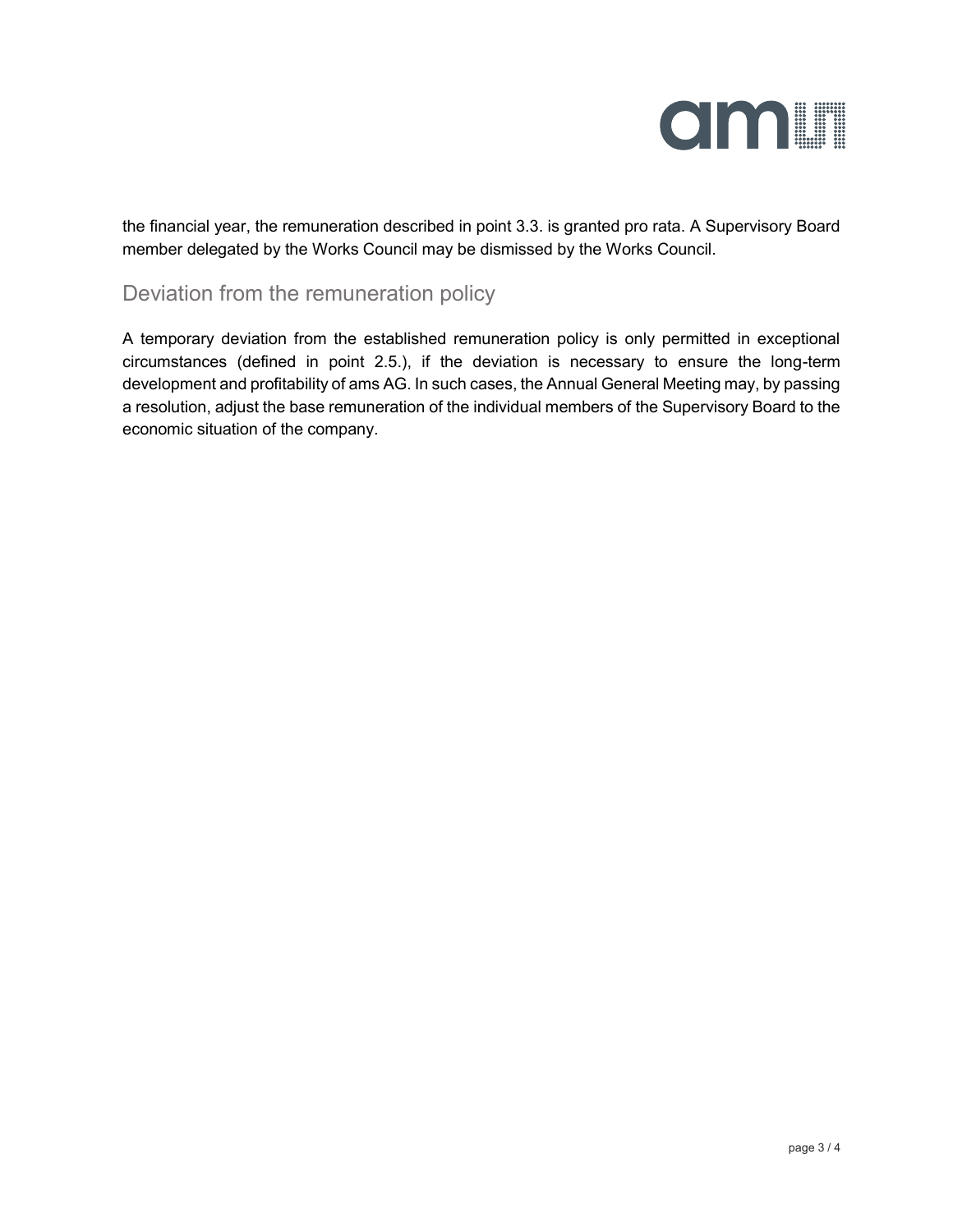the financial year, the remuneration described in point 3.3. is granted pro rata. A Supervisory Board member delegated by the Works Council may be dismissed by the Works Council.

## Deviation from the remuneration policy

A temporary deviation from the established remuneration policy is only permitted in exceptional circumstances (defined in point 2.5.), if the deviation is necessary to ensure the long-term development and profitability of ams AG. In such cases, the Annual General Meeting may, by passing a resolution, adjust the base remuneration of the individual members of the Supervisory Board to the economic situation of the company.